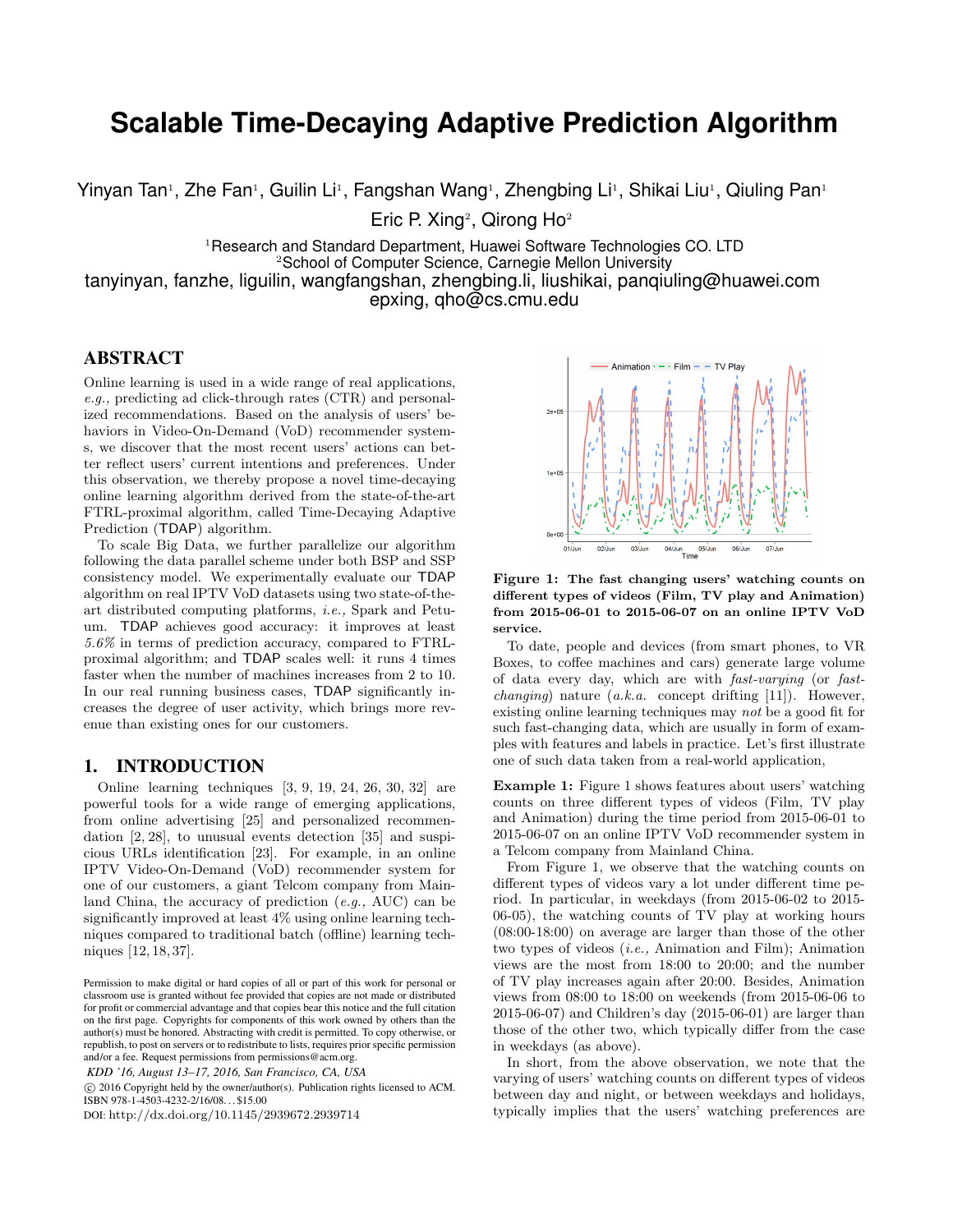# Scalable Time-Decaying Adaptive Prediction Algorithm

Yinyan Tan[1], Zhe Fan[1], Guilin Li[1], Fangshan Wang[1], Zhengbing Li[1], Shikai Liu[1], Qiuling Pan[1]

Eric P. Xing[2], Qirong Ho[2]

[1]Research and Standard Department, Huawei Software Technologies CO. LTD
[2]School of Computer Science, Carnegie Mellon University
tanyinyan, fanzhe, liguilin, wangfangshan, zhengbing.li, liushikai, panqiuling@huawei.com
epxing, qho@cs.cmu.edu

## ABSTRACT

Online learning is used in a wide range of real applications, *e.g.,* predicting ad click-through rates (CTR) and personalized recommendations. Based on the analysis of users' behaviors in Video-On-Demand (VoD) recommender systems, we discover that the most recent users' actions can better reflect users' current intentions and preferences. Under this observation, we thereby propose a novel time-decaying online learning algorithm derived from the state-of-the-art FTRL-proximal algorithm, called Time-Decaying Adaptive Prediction (TDAP) algorithm.

To scale Big Data, we further parallelize our algorithm following the data parallel scheme under both BSP and SSP consistency model. We experimentally evaluate our TDAP algorithm on real IPTV VoD datasets using two state-of-the-art distributed computing platforms, *i.e.,* Spark and Petuum. TDAP achieves good accuracy: it improves at least *5.6%* in terms of prediction accuracy, compared to FTRL-proximal algorithm; and TDAP scales well: it runs 4 times faster when the number of machines increases from 2 to 10. In our real running business cases, TDAP significantly increases the degree of user activity, which brings more revenue than existing ones for our customers.

## 1. INTRODUCTION

Online learning techniques [3, 9, 19, 24, 26, 30, 32] are powerful tools for a wide range of emerging applications, from online advertising [25] and personalized recommendation [2, 28], to unusual events detection [35] and suspicious URLs identification [23]. For example, in an online IPTV Video-On-Demand (VoD) recommender system for one of our customers, a giant Telcom company from Mainland China, the accuracy of prediction (*e.g.,* AUC) can be significantly improved at least 4% using online learning techniques compared to traditional batch (offline) learning techniques [12, 18, 37].

Permission to make digital or hard copies of all or part of this work for personal or classroom use is granted without fee provided that copies are not made or distributed for profit or commercial advantage and that copies bear this notice and the full citation on the first page. Copyrights for components of this work owned by others than the author(s) must be honored. Abstracting with credit is permitted. To copy otherwise, or republish, to post on servers or to redistribute to lists, requires prior specific permission and/or a fee. Request permissions from permissions@acm.org.

*KDD '16, August 13–17, 2016, San Francisco, CA, USA*
© 2016 Copyright held by the owner/author(s). Publication rights licensed to ACM. ISBN 978-1-4503-4232-2/16/08…$15.00
DOI: http://dx.doi.org/10.1145/2939672.2939714

**Figure 1: The fast changing users' watching counts on different types of videos (Film, TV play and Animation) from 2015-06-01 to 2015-06-07 on an online IPTV VoD service.**

To date, people and devices (from smart phones, to VR Boxes, to coffee machines and cars) generate large volume of data every day, which are with *fast-varying* (or *fast-changing*) nature (*a.k.a.* concept drifting [11]). However, existing online learning techniques may *not* be a good fit for such fast-changing data, which are usually in form of examples with features and labels in practice. Let's first illustrate one of such data taken from a real-world application,

**Example 1:** Figure 1 shows features about users' watching counts on three different types of videos (Film, TV play and Animation) during the time period from 2015-06-01 to 2015-06-07 on an online IPTV VoD recommender system in a Telcom company from Mainland China.

From Figure 1, we observe that the watching counts on different types of videos vary a lot under different time period. In particular, in weekdays (from 2015-06-02 to 2015-06-05), the watching counts of TV play at working hours (08:00-18:00) on average are larger than those of the other two types of videos (*i.e.,* Animation and Film); Animation views are the most from 18:00 to 20:00; and the number of TV play increases again after 20:00. Besides, Animation views from 08:00 to 18:00 on weekends (from 2015-06-06 to 2015-06-07) and Children's day (2015-06-01) are larger than those of the other two, which typically differ from the case in weekdays (as above).

In short, from the above observation, we note that the varying of users' watching counts on different types of videos between day and night, or between weekdays and holidays, typically implies that the users' watching preferences are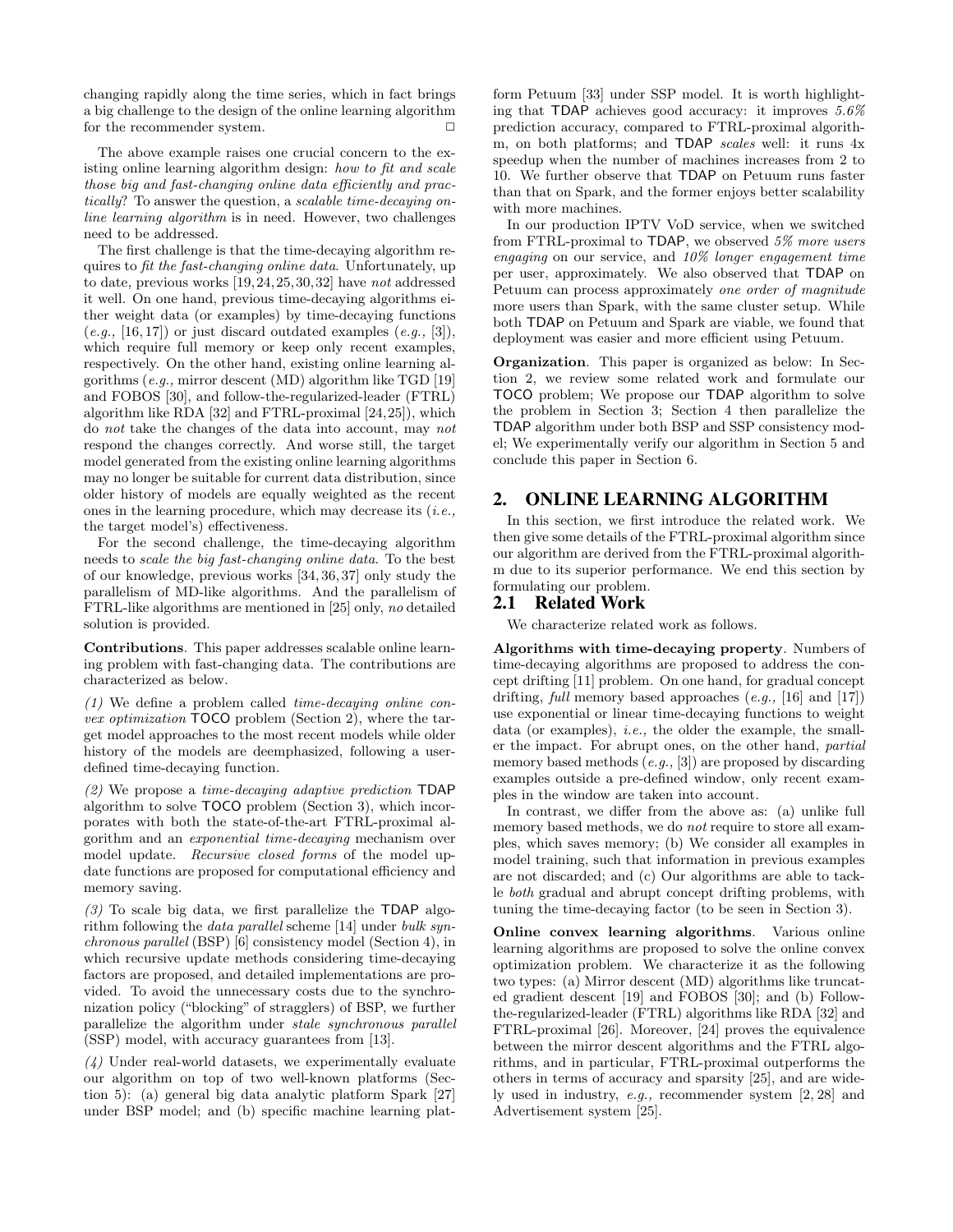changing rapidly along the time series, which in fact brings a big challenge to the design of the online learning algorithm for the recommender system. □

The above example raises one crucial concern to the existing online learning algorithm design: *how to fit and scale those big and fast-changing online data efficiently and practically*? To answer the question, a *scalable time-decaying online learning algorithm* is in need. However, two challenges need to be addressed.

The first challenge is that the time-decaying algorithm requires to *fit the fast-changing online data*. Unfortunately, up to date, previous works [19,24,25,30,32] have *not* addressed it well. On one hand, previous time-decaying algorithms either weight data (or examples) by time-decaying functions (*e.g.,* [16,17]) or just discard outdated examples (*e.g.,* [3]), which require full memory or keep only recent examples, respectively. On the other hand, existing online learning algorithms (*e.g.,* mirror descent (MD) algorithm like TGD [19] and FOBOS [30], and follow-the-regularized-leader (FTRL) algorithm like RDA [32] and FTRL-proximal [24,25]), which do *not* take the changes of the data into account, may *not* respond the changes correctly. And worse still, the target model generated from the existing online learning algorithms may no longer be suitable for current data distribution, since older history of models are equally weighted as the recent ones in the learning procedure, which may decrease its (*i.e.,* the target model's) effectiveness.

For the second challenge, the time-decaying algorithm needs to *scale the big fast-changing online data*. To the best of our knowledge, previous works [34,36,37] only study the parallelism of MD-like algorithms. And the parallelism of FTRL-like algorithms are mentioned in [25] only, *no* detailed solution is provided.

**Contributions**. This paper addresses scalable online learning problem with fast-changing data. The contributions are characterized as below.

*(1)* We define a problem called *time-decaying online convex optimization* TOCO problem (Section 2), where the target model approaches to the most recent models while older history of the models are deemphasized, following a user-defined time-decaying function.

*(2)* We propose a *time-decaying adaptive prediction* TDAP algorithm to solve TOCO problem (Section 3), which incorporates with both the state-of-the-art FTRL-proximal algorithm and an *exponential time-decaying* mechanism over model update. *Recursive closed forms* of the model update functions are proposed for computational efficiency and memory saving.

*(3)* To scale big data, we first parallelize the TDAP algorithm following the *data parallel* scheme [14] under *bulk synchronous parallel* (BSP) [6] consistency model (Section 4), in which recursive update methods considering time-decaying factors are proposed, and detailed implementations are provided. To avoid the unnecessary costs due to the synchronization policy ("blocking" of stragglers) of BSP, we further parallelize the algorithm under *stale synchronous parallel* (SSP) model, with accuracy guarantees from [13].

*(4)* Under real-world datasets, we experimentally evaluate our algorithm on top of two well-known platforms (Section 5): (a) general big data analytic platform Spark [27] under BSP model; and (b) specific machine learning platform Petuum [33] under SSP model. It is worth highlighting that TDAP achieves good accuracy: it improves *5.6%* prediction accuracy, compared to FTRL-proximal algorithm, on both platforms; and TDAP *scales* well: it runs 4x speedup when the number of machines increases from 2 to 10. We further observe that TDAP on Petuum runs faster than that on Spark, and the former enjoys better scalability with more machines.

In our production IPTV VoD service, when we switched from FTRL-proximal to TDAP, we observed *5% more users engaging* on our service, and *10% longer engagement time* per user, approximately. We also observed that TDAP on Petuum can process approximately *one order of magnitude* more users than Spark, with the same cluster setup. While both TDAP on Petuum and Spark are viable, we found that deployment was easier and more efficient using Petuum.

**Organization**. This paper is organized as below: In Section 2, we review some related work and formulate our TOCO problem; We propose our TDAP algorithm to solve the problem in Section 3; Section 4 then parallelize the TDAP algorithm under both BSP and SSP consistency model; We experimentally verify our algorithm in Section 5 and conclude this paper in Section 6.

## 2. ONLINE LEARNING ALGORITHM

In this section, we first introduce the related work. We then give some details of the FTRL-proximal algorithm since our algorithm are derived from the FTRL-proximal algorithm due to its superior performance. We end this section by formulating our problem.

### 2.1 Related Work

We characterize related work as follows.

**Algorithms with time-decaying property**. Numbers of time-decaying algorithms are proposed to address the concept drifting [11] problem. On one hand, for gradual concept drifting, *full* memory based approaches (*e.g.,* [16] and [17]) use exponential or linear time-decaying functions to weight data (or examples), *i.e.,* the older the example, the smaller the impact. For abrupt ones, on the other hand, *partial* memory based methods (*e.g.,* [3]) are proposed by discarding examples outside a pre-defined window, only recent examples in the window are taken into account.

In contrast, we differ from the above as: (a) unlike full memory based methods, we do *not* require to store all examples, which saves memory; (b) We consider all examples in model training, such that information in previous examples are not discarded; and (c) Our algorithms are able to tackle *both* gradual and abrupt concept drifting problems, with tuning the time-decaying factor (to be seen in Section 3).

**Online convex learning algorithms**. Various online learning algorithms are proposed to solve the online convex optimization problem. We characterize it as the following two types: (a) Mirror descent (MD) algorithms like truncated gradient descent [19] and FOBOS [30]; and (b) Follow-the-regularized-leader (FTRL) algorithms like RDA [32] and FTRL-proximal [26]. Moreover, [24] proves the equivalence between the mirror descent algorithms and the FTRL algorithms, and in particular, FTRL-proximal outperforms the others in terms of accuracy and sparsity [25], and are widely used in industry, *e.g.,* recommender system [2,28] and Advertisement system [25].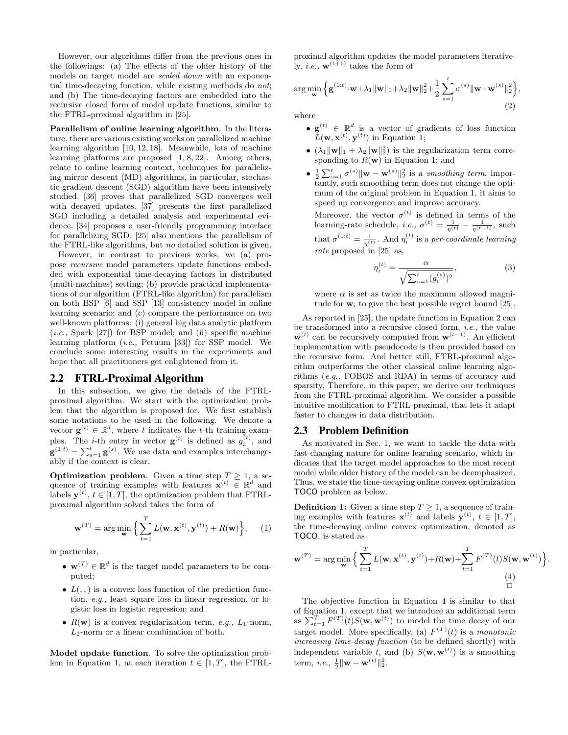However, our algorithms differ from the previous ones in the followings: (a) The effects of the older history of the models on target model are *scaled down* with an exponential time-decaying function, while existing methods do *not*; and (b) The time-decaying factors are embedded into the recursive closed form of model update functions, similar to the FTRL-proximal algorithm in [25].

**Parallelism of online learning algorithm**. In the literature, there are various existing works on parallelized machine learning algorithm [10, 12, 18]. Meanwhile, lots of machine learning platforms are proposed [1, 8, 22]. Among others, relate to online learning context, techniques for parallelizing mirror descent (MD) algorithms, in particular, stochastic gradient descent (SGD) algorithm have been intensively studied. [36] proves that parallelized SGD converges well with decayed updates. [37] presents the first parallelized SGD including a detailed analysis and experimental evidence. [34] proposes a user-friendly programming interface for parallelizing SGD. [25] also mentions the parallelism of the FTRL-like algorithms, but *no* detailed solution is given.

However, in contrast to previous works, we (a) propose *recursive* model parameters update functions embedded with exponential time-decaying factors in distributed (multi-machines) setting; (b) provide practical implementations of our algorithm (FTRL-like algorithm) for parallelism on both BSP [6] and SSP [13] consistency model in online learning scenario; and (c) compare the performance on two well-known platforms: (i) general big data analytic platform (*i.e.,* Spark [27]) for BSP model; and (ii) specific machine learning platform (*i.e.,* Petuum [33]) for SSP model. We conclude some interesting results in the experiments and hope that all practitioners get enlightened from it.

## 2.2 FTRL-Proximal Algorithm

In this subsection, we give the details of the FTRL-proximal algorithm. We start with the optimization problem that the algorithm is proposed for. We first establish some notations to be used in the following. We denote a vector $\mathbf{g}^{(t)} \in \mathbb{R}^d$, where $t$ indicates the $t$-th training examples. The $i$-th entry in vector $\mathbf{g}^{(t)}$ is defined as $g_i^{(t)}$, and $\mathbf{g}^{(1:t)} = \sum_{s=1}^{t} \mathbf{g}^{(s)}$. We use data and examples interchangeably if the context is clear.

**Optimization problem**. Given a time step $T \geq 1$, a sequence of training examples with features $\mathbf{x}^{(t)} \in \mathbb{R}^d$ and labels $\mathbf{y}^{(t)}$, $t \in [1, T]$, the optimization problem that FTRL-proximal algorithm solved takes the form of

$$\mathbf{w}^{(T)} = \arg\min_{\mathbf{w}} \Big\{ \sum_{t=1}^{T} L(\mathbf{w}, \mathbf{x}^{(t)}, \mathbf{y}^{(t)}) + R(\mathbf{w}) \Big\}, \quad (1)$$

in particular,

- $\mathbf{w}^{(T)} \in \mathbb{R}^d$ is the target model parameters to be computed;
- $L(,,)$ is a convex loss function of the prediction function, *e.g.,* least square loss in linear regression, or logistic loss in logistic regression; and
- $R(\mathbf{w})$ is a convex regularization term, *e.g.,* $L_1$-norm, $L_2$-norm or a linear combination of both.

**Model update function**. To solve the optimization problem in Equation 1, at each iteration $t \in [1, T]$, the FTRL-proximal algorithm updates the model parameters iteratively, *i.e.,* $\mathbf{w}^{(t+1)}$ takes the form of

$$\arg\min_{\mathbf{w}} \Big\{ \mathbf{g}^{(1:t)} \cdot \mathbf{w} + \lambda_1 \|\mathbf{w}\|_1 + \lambda_2 \|\mathbf{w}\|_2^2 + \frac{1}{2} \sum_{s=1}^{t} \sigma^{(s)} \|\mathbf{w} - \mathbf{w}^{(s)}\|_2^2 \Big\}, \quad (2)$$

where

- $\mathbf{g}^{(t)} \in \mathbb{R}^d$ is a vector of gradients of loss function $L(\mathbf{w}, \mathbf{x}^{(t)}, \mathbf{y}^{(t)})$ in Equation 1;
- $(\lambda_1 \|\mathbf{w}\|_1 + \lambda_2 \|\mathbf{w}\|_2^2)$ is the regularization term corresponding to $R(\mathbf{w})$ in Equation 1; and
- $\frac{1}{2} \sum_{s=1}^{t} \sigma^{(s)} \|\mathbf{w} - \mathbf{w}^{(s)}\|_2^2$ is a *smoothing term*, importantly, such smoothing term does not change the optimum of the original problem in Equation 1, it aims to speed up convergence and improve accuracy.

  Moreover, the vector $\sigma^{(t)}$ is defined in terms of the learning-rate schedule, *i.e.,* $\sigma^{(t)} = \frac{1}{\eta^{(t)}} - \frac{1}{\eta^{(t-1)}}$, such that $\sigma^{(1:t)} = \frac{1}{\eta^{(t)}}$. And $\eta_i^{(t)}$ is a *per-coordinate learning rate* proposed in [25] as,

  $$\eta_i^{(t)} = \frac{\alpha}{\sqrt{\sum_{s=1}^{t} (g_i^{(s)})^2}}, \quad (3)$$

  where $\alpha$ is set as twice the maximum allowed magnitude for $\mathbf{w}_i$ to give the best possible regret bound [25].

As reported in [25], the update function in Equation 2 can be transformed into a recursive closed form, *i.e.,* the value $\mathbf{w}^{(t)}$ can be recursively computed from $\mathbf{w}^{(t-1)}$. An efficient implementation with pseudocode is then provided based on the recursive form. And better still, FTRL-proximal algorithm outperforms the other classical online learning algorithms (*e.g.,* FOBOS and RDA) in terms of accuracy and sparsity, Therefore, in this paper, we derive our techniques from the FTRL-proximal algorithm. We consider a possible intuitive modification to FTRL-proximal, that lets it adapt faster to changes in data distribution.

## 2.3 Problem Definition

As motivated in Sec. 1, we want to tackle the data with fast-changing nature for online learning scenario, which indicates that the target model approaches to the most recent model while older history of the model can be deemphasized. Thus, we state the time-decaying online convex optimization TOCO problem as below.

**Definition 1:** Given a time step $T \geq 1$, a sequence of training examples with features $\mathbf{x}^{(t)}$ and labels $\mathbf{y}^{(t)}$, $t \in [1, T]$, the time-decaying online convex optimization, denoted as TOCO, is stated as

$$\mathbf{w}^{(T)} = \arg\min_{\mathbf{w}} \Big\{ \sum_{t=1}^{T} L(\mathbf{w}, \mathbf{x}^{(t)}, \mathbf{y}^{(t)}) + R(\mathbf{w}) + \sum_{t=1}^{T} F^{(T)}(t) S(\mathbf{w}, \mathbf{w}^{(t)}) \Big\}. \quad (4)$$

□

The objective function in Equation 4 is similar to that of Equation 1, except that we introduce an additional term as $\sum_{t=1}^{T} F^{(T)}(t) S(\mathbf{w}, \mathbf{w}^{(t)})$ to model the time decay of our target model. More specifically, (a) $F^{(T)}(t)$ is a *monotonic increasing time-decay function* (to be defined shortly) with independent variable $t$, and (b) $S(\mathbf{w}, \mathbf{w}^{(t)})$ is a smoothing term, *i.e.,* $\frac{1}{2} \|\mathbf{w} - \mathbf{w}^{(t)}\|_2^2$.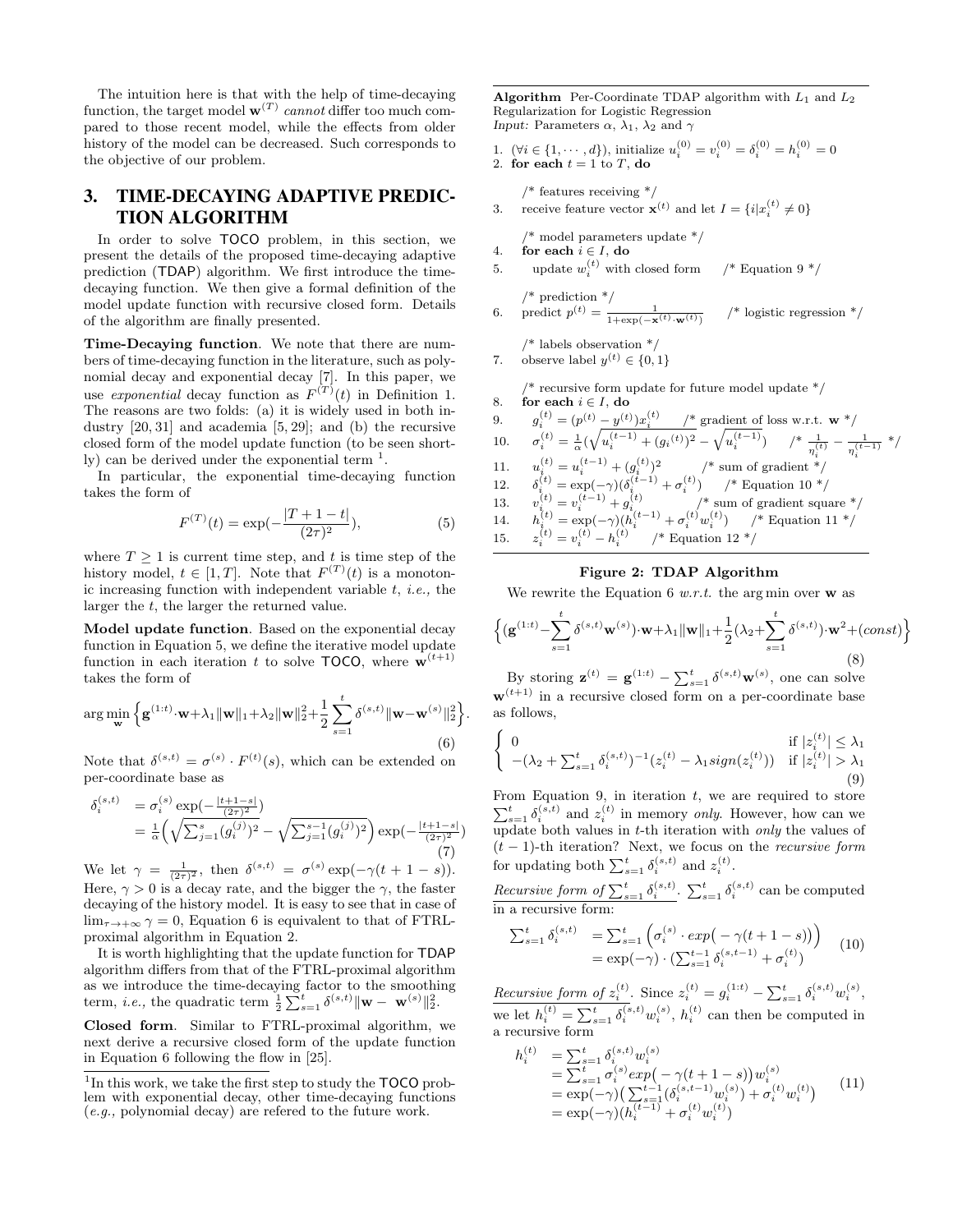The intuition here is that with the help of time-decaying function, the target model $\mathbf{w}^{(T)}$ *cannot* differ too much compared to those recent model, while the effects from older history of the model can be decreased. Such corresponds to the objective of our problem.

## 3. TIME-DECAYING ADAPTIVE PREDICTION ALGORITHM

In order to solve TOCO problem, in this section, we present the details of the proposed time-decaying adaptive prediction (TDAP) algorithm. We first introduce the time-decaying function. We then give a formal definition of the model update function with recursive closed form. Details of the algorithm are finally presented.

**Time-Decaying function**. We note that there are numbers of time-decaying function in the literature, such as polynomial decay and exponential decay [7]. In this paper, we use *exponential* decay function as $F^{(T)}(t)$ in Definition 1. The reasons are two folds: (a) it is widely used in both industry [20, 31] and academia [5, 29]; and (b) the recursive closed form of the model update function (to be seen shortly) can be derived under the exponential term [1].

In particular, the exponential time-decaying function takes the form of

$$F^{(T)}(t) = \exp(-\frac{|T+1-t|}{(2\tau)^2}), \tag{5}$$

where $T \geq 1$ is current time step, and $t$ is time step of the history model, $t \in [1, T]$. Note that $F^{(T)}(t)$ is a monotonic increasing function with independent variable $t$, *i.e.,* the larger the $t$, the larger the returned value.

**Model update function**. Based on the exponential decay function in Equation 5, we define the iterative model update function in each iteration $t$ to solve TOCO, where $\mathbf{w}^{(t+1)}$ takes the form of

$$\arg\min_{\mathbf{w}} \Big\{ \mathbf{g}^{(1:t)} \cdot \mathbf{w} + \lambda_1 \|\mathbf{w}\|_1 + \lambda_2 \|\mathbf{w}\|_2^2 + \frac{1}{2}\sum_{s=1}^{t} \delta^{(s,t)} \|\mathbf{w} - \mathbf{w}^{(s)}\|_2^2 \Big\}. \tag{6}$$

Note that $\delta^{(s,t)} = \sigma^{(s)} \cdot F^{(t)}(s)$, which can be extended on per-coordinate base as

$$\begin{aligned}
\delta_i^{(s,t)} &= \sigma_i^{(s)} \exp(-\tfrac{|t+1-s|}{(2\tau)^2}) \\
&= \tfrac{1}{\alpha}\Big(\sqrt{\textstyle\sum_{j=1}^{s}(g_i^{(j)})^2} - \sqrt{\textstyle\sum_{j=1}^{s-1}(g_i^{(j)})^2}\Big)\exp(-\tfrac{|t+1-s|}{(2\tau)^2})
\end{aligned} \tag{7}$$

We let $\gamma = \frac{1}{(2\tau)^2}$, then $\delta^{(s,t)} = \sigma^{(s)} \exp(-\gamma(t+1-s))$. Here, $\gamma > 0$ is a decay rate, and the bigger the $\gamma$, the faster decaying of the history model. It is easy to see that in case of $\lim_{\tau \to +\infty} \gamma = 0$, Equation 6 is equivalent to that of FTRL-proximal algorithm in Equation 2.

It is worth highlighting that the update function for TDAP algorithm differs from that of the FTRL-proximal algorithm as we introduce the time-decaying factor to the smoothing term, *i.e.,* the quadratic term $\frac{1}{2}\sum_{s=1}^{t}\delta^{(s,t)}\|\mathbf{w} - \mathbf{w}^{(s)}\|_2^2$.

**Closed form**. Similar to FTRL-proximal algorithm, we next derive a recursive closed form of the update function in Equation 6 following the flow in [25].

[1] In this work, we take the first step to study the TOCO problem with exponential decay, other time-decaying functions (*e.g.,* polynomial decay) are refered to the future work.

---

**Algorithm** Per-Coordinate TDAP algorithm with $L_1$ and $L_2$ Regularization for Logistic Regression
*Input:* Parameters $\alpha$, $\lambda_1$, $\lambda_2$ and $\gamma$

```
1.  (∀i ∈ {1, ··· , d}), initialize u_i^(0) = v_i^(0) = δ_i^(0) = h_i^(0) = 0
2.  for each t = 1 to T, do
      /* features receiving */
3.    receive feature vector x^(t) and let I = {i | x_i^(t) ≠ 0}
      /* model parameters update */
4.    for each i ∈ I, do
5.      update w_i^(t) with closed form      /* Equation 9 */
      /* prediction */
6.    predict p^(t) = 1 / (1 + exp(−x^(t) · w^(t)))      /* logistic regression */
      /* labels observation */
7.    observe label y^(t) ∈ {0, 1}
      /* recursive form update for future model update */
8.    for each i ∈ I, do
9.      g_i^(t) = (p^(t) − y^(t)) x_i^(t)      /* gradient of loss w.r.t. w */
10.     σ_i^(t) = (1/α)(sqrt(u_i^(t−1) + (g_i^(t))^2) − sqrt(u_i^(t−1)))      /* 1/η_i^(t) − 1/η_i^(t−1) */
11.     u_i^(t) = u_i^(t−1) + (g_i^(t))^2      /* sum of gradient */
12.     δ_i^(t) = exp(−γ)(δ_i^(t−1) + σ_i^(t))      /* Equation 10 */
13.     v_i^(t) = v_i^(t−1) + g_i^(t)      /* sum of gradient square */
14.     h_i^(t) = exp(−γ)(h_i^(t−1) + σ_i^(t) w_i^(t))      /* Equation 11 */
15.     z_i^(t) = v_i^(t) − h_i^(t)      /* Equation 12 */
```

**Figure 2: TDAP Algorithm**

We rewrite the Equation 6 *w.r.t.* the arg min over $\mathbf{w}$ as

$$\Big\{(\mathbf{g}^{(1:t)} - \sum_{s=1}^{t}\delta^{(s,t)}\mathbf{w}^{(s)}) \cdot \mathbf{w} + \lambda_1\|\mathbf{w}\|_1 + \frac{1}{2}(\lambda_2 + \sum_{s=1}^{t}\delta^{(s,t)}) \cdot \mathbf{w}^2 + (const)\Big\} \tag{8}$$

By storing $\mathbf{z}^{(t)} = \mathbf{g}^{(1:t)} - \sum_{s=1}^{t}\delta^{(s,t)}\mathbf{w}^{(s)}$, one can solve $\mathbf{w}^{(t+1)}$ in a recursive closed form on a per-coordinate base as follows,

$$\begin{cases} 0 & \text{if } |z_i^{(t)}| \leq \lambda_1 \\ -(\lambda_2 + \sum_{s=1}^{t}\delta_i^{(s,t)})^{-1}(z_i^{(t)} - \lambda_1 sign(z_i^{(t)})) & \text{if } |z_i^{(t)}| > \lambda_1 \end{cases} \tag{9}$$

From Equation 9, in iteration $t$, we are required to store $\sum_{s=1}^{t}\delta_i^{(s,t)}$ and $z_i^{(t)}$ in memory *only*. However, how can we update both values in $t$-th iteration with *only* the values of $(t-1)$-th iteration? Next, we focus on the *recursive form* for updating both $\sum_{s=1}^{t}\delta_i^{(s,t)}$ and $z_i^{(t)}$.

*Recursive form of $\sum_{s=1}^{t}\delta_i^{(s,t)}$.* $\sum_{s=1}^{t}\delta_i^{(s,t)}$ can be computed in a recursive form:

$$\begin{aligned}
\textstyle\sum_{s=1}^{t}\delta_i^{(s,t)} &= \textstyle\sum_{s=1}^{t}\Big(\sigma_i^{(s)} \cdot exp\big(-\gamma(t+1-s)\big)\Big) \\
&= \exp(-\gamma) \cdot (\textstyle\sum_{s=1}^{t-1}\delta_i^{(s,t-1)} + \sigma_i^{(t)})
\end{aligned} \tag{10}$$

*Recursive form of $z_i^{(t)}$.* Since $z_i^{(t)} = g_i^{(1:t)} - \sum_{s=1}^{t}\delta_i^{(s,t)}w_i^{(s)}$, we let $h_i^{(t)} = \sum_{s=1}^{t}\delta_i^{(s,t)}w_i^{(s)}$, $h_i^{(t)}$ can then be computed in a recursive form

$$\begin{aligned}
h_i^{(t)} &= \textstyle\sum_{s=1}^{t}\delta_i^{(s,t)}w_i^{(s)} \\
&= \textstyle\sum_{s=1}^{t}\sigma_i^{(s)}exp\big(-\gamma(t+1-s)\big)w_i^{(s)} \\
&= \exp(-\gamma)\big(\textstyle\sum_{s=1}^{t-1}(\delta_i^{(s,t-1)}w_i^{(s)}) + \sigma_i^{(t)}w_i^{(t)}\big) \\
&= \exp(-\gamma)(h_i^{(t-1)} + \sigma_i^{(t)}w_i^{(t)})
\end{aligned} \tag{11}$$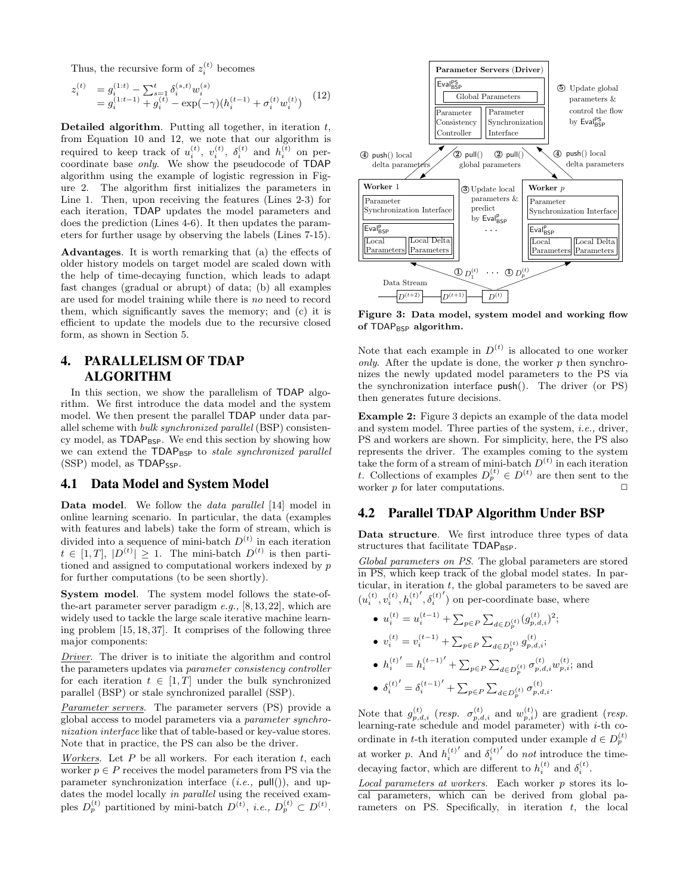Thus, the recursive form of $z_i^{(t)}$ becomes

$$
\begin{aligned}
z_i^{(t)} &= g_i^{(1:t)} - \sum_{s=1}^{t} \delta_i^{(s,t)} w_i^{(s)} \\
&= g_i^{(1:t-1)} + g_i^{(t)} - \exp(-\gamma)(h_i^{(t-1)} + \sigma_i^{(t)} w_i^{(t)})
\end{aligned} \tag{12}
$$

**Detailed algorithm**. Putting all together, in iteration $t$, from Equation 10 and 12, we note that our algorithm is required to keep track of $u_i^{(t)}$, $v_i^{(t)}$, $\delta_i^{(t)}$ and $h_i^{(t)}$ on per-coordinate base *only*. We show the pseudocode of TDAP algorithm using the example of logistic regression in Figure 2. The algorithm first initializes the parameters in Line 1. Then, upon receiving the features (Lines 2-3) for each iteration, TDAP updates the model parameters and does the prediction (Lines 4-6). It then updates the parameters for further usage by observing the labels (Lines 7-15).

**Advantages**. It is worth remarking that (a) the effects of older history models on target model are scaled down with the help of time-decaying function, which leads to adapt fast changes (gradual or abrupt) of data; (b) all examples are used for model training while there is *no* need to record them, which significantly saves the memory; and (c) it is efficient to update the models due to the recursive closed form, as shown in Section 5.

# 4. PARALLELISM OF TDAP ALGORITHM

In this section, we show the parallelism of TDAP algorithm. We first introduce the data model and the system model. We then present the parallel TDAP under data parallel scheme with *bulk synchronized parallel* (BSP) consistency model, as $\text{TDAP}_{\text{BSP}}$. We end this section by showing how we can extend the $\text{TDAP}_{\text{BSP}}$ to *stale synchronized parallel* (SSP) model, as $\text{TDAP}_{\text{SSP}}$.

## 4.1 Data Model and System Model

**Data model**. We follow the *data parallel* [14] model in online learning scenario. In particular, the data (examples with features and labels) take the form of stream, which is divided into a sequence of mini-batch $D^{(t)}$ in each iteration $t \in [1, T]$, $|D^{(t)}| \geq 1$. The mini-batch $D^{(t)}$ is then partitioned and assigned to computational workers indexed by $p$ for further computations (to be seen shortly).

**System model**. The system model follows the state-of-the-art parameter server paradigm *e.g.,* [8,13,22], which are widely used to tackle the large scale iterative machine learning problem [15,18,37]. It comprises of the following three major components:

Driver. The driver is to initiate the algorithm and control the parameters updates via *parameter consistency controller* for each iteration $t \in [1, T]$ under the bulk synchronized parallel (BSP) or stale synchronized parallel (SSP).

Parameter servers. The parameter servers (PS) provide a global access to model parameters via a *parameter synchronization interface* like that of table-based or key-value stores. Note that in practice, the PS can also be the driver.

Workers. Let $P$ be all workers. For each iteration $t$, each worker $p \in P$ receives the model parameters from PS via the parameter synchronization interface (*i.e.,* pull()), and updates the model locally *in parallel* using the received examples $D_p^{(t)}$ partitioned by mini-batch $D^{(t)}$, *i.e.,* $D_p^{(t)} \subset D^{(t)}$. Note that each example in $D^{(t)}$ is allocated to one worker *only*. After the update is done, the worker $p$ then synchronizes the newly updated model parameters to the PS via the synchronization interface push(). The driver (or PS) then generates future decisions.

Figure 3: Data model, system model and working flow of $\text{TDAP}_{\text{BSP}}$ algorithm.

**Example 2:** Figure 3 depicts an example of the data model and system model. Three parties of the system, *i.e.,* driver, PS and workers are shown. For simplicity, here, the PS also represents the driver. The examples coming to the system take the form of a stream of mini-batch $D^{(t)}$ in each iteration $t$. Collections of examples $D_p^{(t)} \in D^{(t)}$ are then sent to the worker $p$ for later computations. □

## 4.2 Parallel TDAP Algorithm Under BSP

**Data structure**. We first introduce three types of data structures that facilitate $\text{TDAP}_{\text{BSP}}$.

Global parameters on PS. The global parameters are stored in PS, which keep track of the global model states. In particular, in iteration $t$, the global parameters to be saved are $(u_i^{(t)}, v_i^{(t)}, {h_i^{(t)}}', {\delta_i^{(t)}}')$ on per-coordinate base, where

- $u_i^{(t)} = u_i^{(t-1)} + \sum_{p \in P} \sum_{d \in D_p^{(t)}} (g_{p,d,i}^{(t)})^2$;
- $v_i^{(t)} = v_i^{(t-1)} + \sum_{p \in P} \sum_{d \in D_p^{(t)}} g_{p,d,i}^{(t)}$;
- ${h_i^{(t)}}' = {h_i^{(t-1)}}' + \sum_{p \in P} \sum_{d \in D_p^{(t)}} \sigma_{p,d,i}^{(t)} w_{p,i}^{(t)}$; and
- ${\delta_i^{(t)}}' = {\delta_i^{(t-1)}}' + \sum_{p \in P} \sum_{d \in D_p^{(t)}} \sigma_{p,d,i}^{(t)}$.

Note that $g_{p,d,i}^{(t)}$ (*resp.* $\sigma_{p,d,i}^{(t)}$ and $w_{p,i}^{(t)}$) are gradient (*resp.* learning-rate schedule and model parameter) with $i$-th coordinate in $t$-th iteration computed under example $d \in D_p^{(t)}$ at worker $p$. And ${h_i^{(t)}}'$ and ${\delta_i^{(t)}}'$ do *not* introduce the time-decaying factor, which are different to $h_i^{(t)}$ and $\delta_i^{(t)}$.

Local parameters at workers. Each worker $p$ stores its local parameters, which can be derived from global parameters on PS. Specifically, in iteration $t$, the local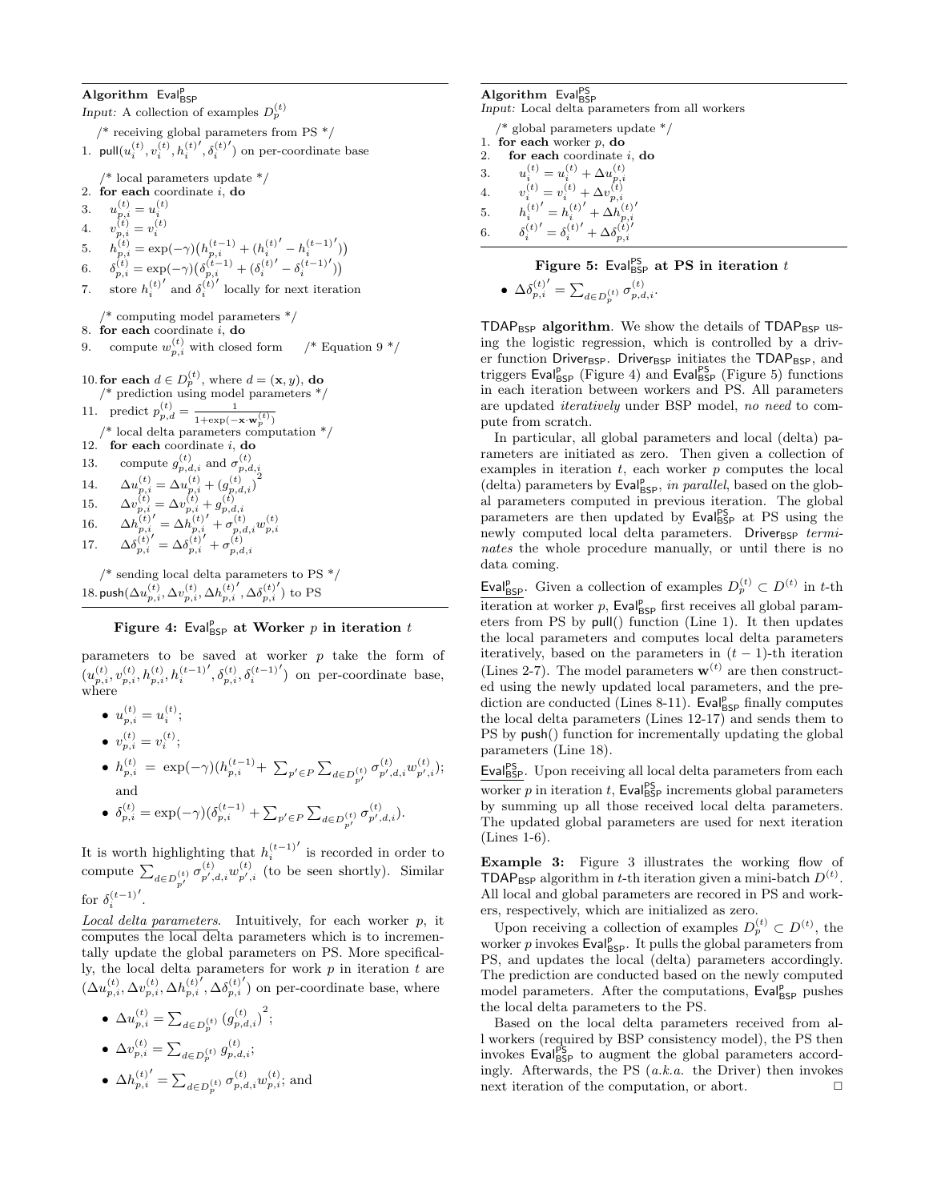**Algorithm** $\mathsf{Eval}^{\mathsf{P}}_{\mathsf{BSP}}$
*Input:* A collection of examples $D_p^{(t)}$

```
   /* receiving global parameters from PS */
1.  pull(u_i^(t), v_i^(t), h_i^(t)', δ_i^(t)') on per-coordinate base

   /* local parameters update */
2.  for each coordinate i, do
3.     u_{p,i}^(t) = u_i^(t)
4.     v_{p,i}^(t) = v_i^(t)
5.     h_{p,i}^(t) = exp(−γ)(h_{p,i}^(t−1) + (h_i^(t)' − h_i^(t−1)'))
6.     δ_{p,i}^(t) = exp(−γ)(δ_{p,i}^(t−1) + (δ_i^(t)' − δ_i^(t−1)'))
7.     store h_i^(t)' and δ_i^(t)' locally for next iteration

   /* computing model parameters */
8.  for each coordinate i, do
9.     compute w_{p,i}^(t) with closed form     /* Equation 9 */

10. for each d ∈ D_p^(t), where d = (x, y), do
   /* prediction using model parameters */
11.    predict p_{p,d}^(t) = 1 / (1+exp(−x·w_p^(t)))
   /* local delta parameters computation */
12.    for each coordinate i, do
13.       compute g_{p,d,i}^(t) and σ_{p,d,i}^(t)
14.       Δu_{p,i}^(t) = Δu_{p,i}^(t) + (g_{p,d,i}^(t))^2
15.       Δv_{p,i}^(t) = Δv_{p,i}^(t) + g_{p,d,i}^(t)
16.       Δh_{p,i}^(t)' = Δh_{p,i}^(t)' + σ_{p,d,i}^(t) w_{p,i}^(t)
17.       Δδ_{p,i}^(t)' = Δδ_{p,i}^(t)' + σ_{p,d,i}^(t)

   /* sending local delta parameters to PS */
18. push(Δu_{p,i}^(t), Δv_{p,i}^(t), Δh_{p,i}^(t)', Δδ_{p,i}^(t)') to PS
```

**Figure 4: $\mathsf{Eval}^{\mathsf{P}}_{\mathsf{BSP}}$ at Worker $p$ in iteration $t$**

parameters to be saved at worker $p$ take the form of $(u_{p,i}^{(t)}, v_{p,i}^{(t)}, h_{p,i}^{(t)}, h_i^{(t-1)'}, \delta_{p,i}^{(t)}, \delta_i^{(t-1)'})$ on per-coordinate base, where

- $u_{p,i}^{(t)} = u_i^{(t)}$;
- $v_{p,i}^{(t)} = v_i^{(t)}$;
- $h_{p,i}^{(t)} = \exp(-\gamma)(h_{p,i}^{(t-1)} + \sum_{p' \in P} \sum_{d \in D_{p'}^{(t)}} \sigma_{p',d,i}^{(t)} w_{p',i}^{(t)})$; and
- $\delta_{p,i}^{(t)} = \exp(-\gamma)(\delta_{p,i}^{(t-1)} + \sum_{p' \in P} \sum_{d \in D_{p'}^{(t)}} \sigma_{p',d,i}^{(t)})$.

It is worth highlighting that $h_i^{(t-1)'}$ is recorded in order to compute $\sum_{d \in D_{p'}^{(t)}} \sigma_{p',d,i}^{(t)} w_{p',i}^{(t)}$ (to be seen shortly). Similar for $\delta_i^{(t-1)'}$.

*Local delta parameters*. Intuitively, for each worker $p$, it computes the local delta parameters which is to incrementally update the global parameters on PS. More specifically, the local delta parameters for work $p$ in iteration $t$ are $(\Delta u_{p,i}^{(t)}, \Delta v_{p,i}^{(t)}, \Delta h_{p,i}^{(t)'}, \Delta \delta_{p,i}^{(t)'})$ on per-coordinate base, where

- $\Delta u_{p,i}^{(t)} = \sum_{d \in D_p^{(t)}} (g_{p,d,i}^{(t)})^2$;
- $\Delta v_{p,i}^{(t)} = \sum_{d \in D_p^{(t)}} g_{p,d,i}^{(t)}$;
- $\Delta h_{p,i}^{(t)'} = \sum_{d \in D_p^{(t)}} \sigma_{p,d,i}^{(t)} w_{p,i}^{(t)}$; and

**Algorithm** $\mathsf{Eval}^{\mathsf{PS}}_{\mathsf{BSP}}$
*Input:* Local delta parameters from all workers

```
   /* global parameters update */
1.  for each worker p, do
2.     for each coordinate i, do
3.        u_i^(t) = u_i^(t) + Δu_{p,i}^(t)
4.        v_i^(t) = v_i^(t) + Δv_{p,i}^(t)
5.        h_i^(t)' = h_i^(t)' + Δh_{p,i}^(t)'
6.        δ_i^(t)' = δ_i^(t)' + Δδ_{p,i}^(t)'
```

**Figure 5: $\mathsf{Eval}^{\mathsf{PS}}_{\mathsf{BSP}}$ at PS in iteration $t$**

- $\Delta \delta_{p,i}^{(t)'} = \sum_{d \in D_p^{(t)}} \sigma_{p,d,i}^{(t)}$.

$\mathsf{TDAP}_{\mathsf{BSP}}$ **algorithm**. We show the details of $\mathsf{TDAP}_{\mathsf{BSP}}$ using the logistic regression, which is controlled by a driver function $\mathsf{Driver}_{\mathsf{BSP}}$. $\mathsf{Driver}_{\mathsf{BSP}}$ initiates the $\mathsf{TDAP}_{\mathsf{BSP}}$, and triggers $\mathsf{Eval}^{\mathsf{P}}_{\mathsf{BSP}}$ (Figure 4) and $\mathsf{Eval}^{\mathsf{PS}}_{\mathsf{BSP}}$ (Figure 5) functions in each iteration between workers and PS. All parameters are updated *iteratively* under BSP model, *no need* to compute from scratch.

In particular, all global parameters and local (delta) parameters are initiated as zero. Then given a collection of examples in iteration $t$, each worker $p$ computes the local (delta) parameters by $\mathsf{Eval}^{\mathsf{P}}_{\mathsf{BSP}}$, *in parallel*, based on the global parameters computed in previous iteration. The global parameters are then updated by $\mathsf{Eval}^{\mathsf{PS}}_{\mathsf{BSP}}$ at PS using the newly computed local delta parameters. $\mathsf{Driver}_{\mathsf{BSP}}$ *terminates* the whole procedure manually, or until there is no data coming.

$\mathsf{Eval}^{\mathsf{P}}_{\mathsf{BSP}}$. Given a collection of examples $D_p^{(t)} \subset D^{(t)}$ in $t$-th iteration at worker $p$, $\mathsf{Eval}^{\mathsf{P}}_{\mathsf{BSP}}$ first receives all global parameters from PS by pull() function (Line 1). It then updates the local parameters and computes local delta parameters iteratively, based on the parameters in $(t-1)$-th iteration (Lines 2-7). The model parameters $\mathbf{w}^{(t)}$ are then constructed using the newly updated local parameters, and the prediction are conducted (Lines 8-11). $\mathsf{Eval}^{\mathsf{P}}_{\mathsf{BSP}}$ finally computes the local delta parameters (Lines 12-17) and sends them to PS by push() function for incrementally updating the global parameters (Line 18).

$\mathsf{Eval}^{\mathsf{PS}}_{\mathsf{BSP}}$. Upon receiving all local delta parameters from each worker $p$ in iteration $t$, $\mathsf{Eval}^{\mathsf{PS}}_{\mathsf{BSP}}$ increments global parameters by summing up all those received local delta parameters. The updated global parameters are used for next iteration (Lines 1-6).

**Example 3:** Figure 3 illustrates the working flow of $\mathsf{TDAP}_{\mathsf{BSP}}$ algorithm in $t$-th iteration given a mini-batch $D^{(t)}$. All local and global parameters are recored in PS and workers, respectively, which are initialized as zero.

Upon receiving a collection of examples $D_p^{(t)} \subset D^{(t)}$, the worker $p$ invokes $\mathsf{Eval}^{\mathsf{P}}_{\mathsf{BSP}}$. It pulls the global parameters from PS, and updates the local (delta) parameters accordingly. The prediction are conducted based on the newly computed model parameters. After the computations, $\mathsf{Eval}^{\mathsf{P}}_{\mathsf{BSP}}$ pushes the local delta parameters to the PS.

Based on the local delta parameters received from all workers (required by BSP consistency model), the PS then invokes $\mathsf{Eval}^{\mathsf{PS}}_{\mathsf{BSP}}$ to augment the global parameters accordingly. Afterwards, the PS (*a.k.a.* the Driver) then invokes next iteration of the computation, or abort. □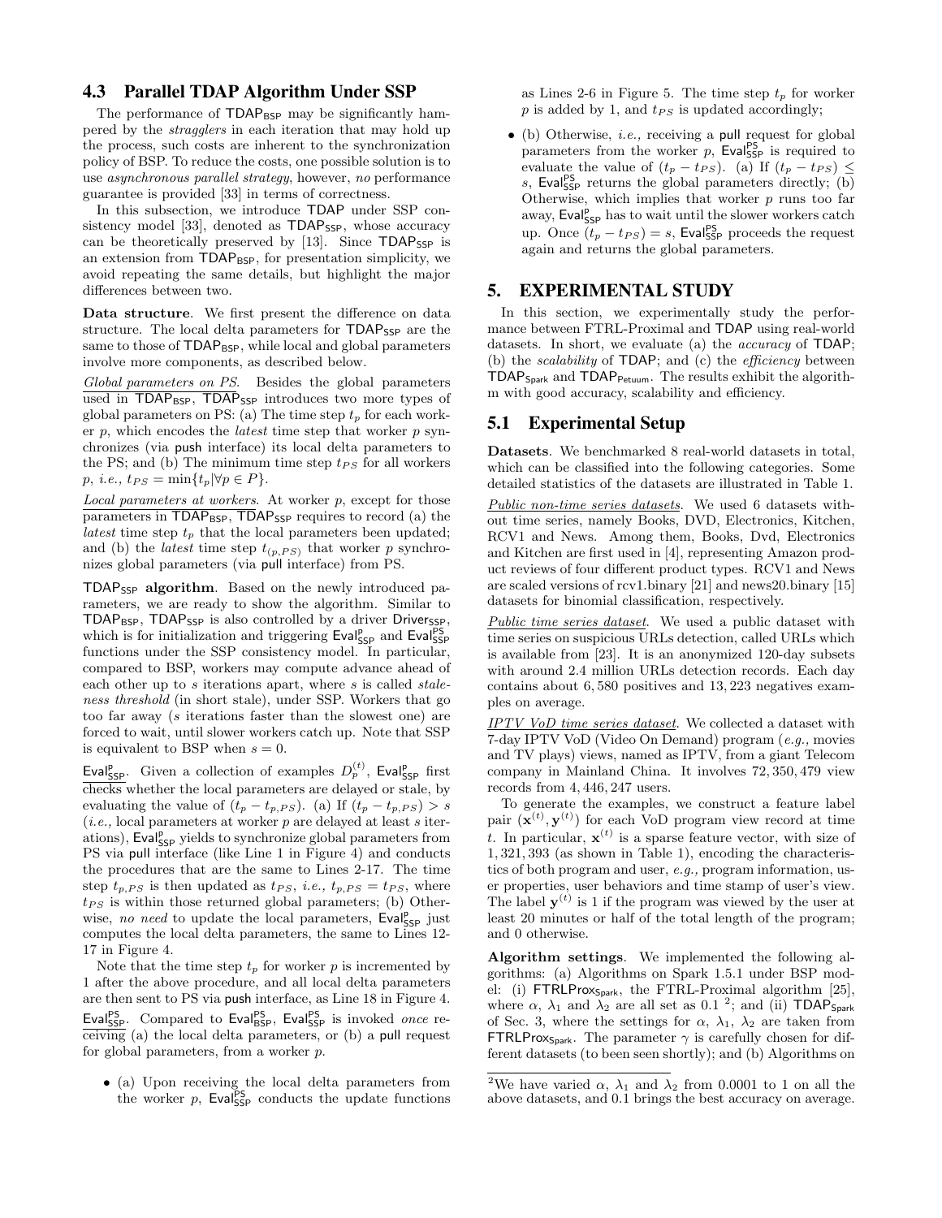### 4.3 Parallel TDAP Algorithm Under SSP

The performance of $\mathsf{TDAP}_{\mathsf{BSP}}$ may be significantly hampered by the *stragglers* in each iteration that may hold up the process, such costs are inherent to the synchronization policy of BSP. To reduce the costs, one possible solution is to use *asynchronous parallel strategy*, however, *no* performance guarantee is provided [33] in terms of correctness.

In this subsection, we introduce TDAP under SSP consistency model [33], denoted as $\mathsf{TDAP}_{\mathsf{SSP}}$, whose accuracy can be theoretically preserved by [13]. Since $\mathsf{TDAP}_{\mathsf{SSP}}$ is an extension from $\mathsf{TDAP}_{\mathsf{BSP}}$, for presentation simplicity, we avoid repeating the same details, but highlight the major differences between two.

**Data structure**. We first present the difference on data structure. The local delta parameters for $\mathsf{TDAP}_{\mathsf{SSP}}$ are the same to those of $\mathsf{TDAP}_{\mathsf{BSP}}$, while local and global parameters involve more components, as described below.

*Global parameters on PS*. Besides the global parameters used in $\mathsf{TDAP}_{\mathsf{BSP}}$, $\mathsf{TDAP}_{\mathsf{SSP}}$ introduces two more types of global parameters on PS: (a) The time step $t_p$ for each worker $p$, which encodes the *latest* time step that worker $p$ synchronizes (via push interface) its local delta parameters to the PS; and (b) The minimum time step $t_{PS}$ for all workers $p$, *i.e.,* $t_{PS} = \min\{t_p | \forall p \in P\}$.

*Local parameters at workers*. At worker $p$, except for those parameters in $\mathsf{TDAP}_{\mathsf{BSP}}$, $\mathsf{TDAP}_{\mathsf{SSP}}$ requires to record (a) the *latest* time step $t_p$ that the local parameters been updated; and (b) the *latest* time step $t_{(p,PS)}$ that worker $p$ synchronizes global parameters (via pull interface) from PS.

**$\mathsf{TDAP}_{\mathsf{SSP}}$ algorithm**. Based on the newly introduced parameters, we are ready to show the algorithm. Similar to $\mathsf{TDAP}_{\mathsf{BSP}}$, $\mathsf{TDAP}_{\mathsf{SSP}}$ is also controlled by a driver $\mathsf{Driver}_{\mathsf{SSP}}$, which is for initialization and triggering $\mathsf{Eval}^{\mathsf{P}}_{\mathsf{SSP}}$ and $\mathsf{Eval}^{\mathsf{PS}}_{\mathsf{SSP}}$ functions under the SSP consistency model. In particular, compared to BSP, workers may compute advance ahead of each other up to $s$ iterations apart, where $s$ is called *staleness threshold* (in short stale), under SSP. Workers that go too far away ($s$ iterations faster than the slowest one) are forced to wait, until slower workers catch up. Note that SSP is equivalent to BSP when $s = 0$.

$\mathsf{Eval}^{\mathsf{P}}_{\mathsf{SSP}}$. Given a collection of examples $D_p^{(t)}$, $\mathsf{Eval}^{\mathsf{P}}_{\mathsf{SSP}}$ first checks whether the local parameters are delayed or stale, by evaluating the value of $(t_p - t_{p,PS})$. (a) If $(t_p - t_{p,PS}) > s$ (*i.e.,* local parameters at worker $p$ are delayed at least $s$ iterations), $\mathsf{Eval}^{\mathsf{P}}_{\mathsf{SSP}}$ yields to synchronize global parameters from PS via pull interface (like Line 1 in Figure 4) and conducts the procedures that are the same to Lines 2-17. The time step $t_{p,PS}$ is then updated as $t_{PS}$, *i.e.,* $t_{p,PS} = t_{PS}$, where $t_{PS}$ is within those returned global parameters; (b) Otherwise, *no need* to update the local parameters, $\mathsf{Eval}^{\mathsf{P}}_{\mathsf{SSP}}$ just computes the local delta parameters, the same to Lines 12-17 in Figure 4.

Note that the time step $t_p$ for worker $p$ is incremented by 1 after the above procedure, and all local delta parameters are then sent to PS via push interface, as Line 18 in Figure 4.

$\mathsf{Eval}^{\mathsf{PS}}_{\mathsf{SSP}}$. Compared to $\mathsf{Eval}^{\mathsf{PS}}_{\mathsf{BSP}}$, $\mathsf{Eval}^{\mathsf{PS}}_{\mathsf{SSP}}$ is invoked *once* receiving (a) the local delta parameters, or (b) a pull request for global parameters, from a worker $p$.

- (a) Upon receiving the local delta parameters from the worker $p$, $\mathsf{Eval}^{\mathsf{PS}}_{\mathsf{SSP}}$ conducts the update functions as Lines 2-6 in Figure 5. The time step $t_p$ for worker $p$ is added by 1, and $t_{PS}$ is updated accordingly;
- (b) Otherwise, *i.e.,* receiving a pull request for global parameters from the worker $p$, $\mathsf{Eval}^{\mathsf{PS}}_{\mathsf{SSP}}$ is required to evaluate the value of $(t_p - t_{PS})$. (a) If $(t_p - t_{PS}) \leq s$, $\mathsf{Eval}^{\mathsf{PS}}_{\mathsf{SSP}}$ returns the global parameters directly; (b) Otherwise, which implies that worker $p$ runs too far away, $\mathsf{Eval}^{\mathsf{P}}_{\mathsf{SSP}}$ has to wait until the slower workers catch up. Once $(t_p - t_{PS}) = s$, $\mathsf{Eval}^{\mathsf{PS}}_{\mathsf{SSP}}$ proceeds the request again and returns the global parameters.

## 5. EXPERIMENTAL STUDY

In this section, we experimentally study the performance between FTRL-Proximal and TDAP using real-world datasets. In short, we evaluate (a) the *accuracy* of TDAP; (b) the *scalability* of TDAP; and (c) the *efficiency* between $\mathsf{TDAP}_{\mathsf{Spark}}$ and $\mathsf{TDAP}_{\mathsf{Petuum}}$. The results exhibit the algorithm with good accuracy, scalability and efficiency.

### 5.1 Experimental Setup

**Datasets**. We benchmarked 8 real-world datasets in total, which can be classified into the following categories. Some detailed statistics of the datasets are illustrated in Table 1.

*Public non-time series datasets*. We used 6 datasets without time series, namely Books, DVD, Electronics, Kitchen, RCV1 and News. Among them, Books, Dvd, Electronics and Kitchen are first used in [4], representing Amazon product reviews of four different product types. RCV1 and News are scaled versions of rcv1.binary [21] and news20.binary [15] datasets for binomial classification, respectively.

*Public time series dataset*. We used a public dataset with time series on suspicious URLs detection, called URLs which is available from [23]. It is an anonymized 120-day subsets with around 2.4 million URLs detection records. Each day contains about 6,580 positives and 13,223 negatives examples on average.

*IPTV VoD time series dataset*. We collected a dataset with 7-day IPTV VoD (Video On Demand) program (*e.g.,* movies and TV plays) views, named as IPTV, from a giant Telecom company in Mainland China. It involves 72,350,479 view records from 4,446,247 users.

To generate the examples, we construct a feature label pair $(\mathbf{x}^{(t)}, \mathbf{y}^{(t)})$ for each VoD program view record at time $t$. In particular, $\mathbf{x}^{(t)}$ is a sparse feature vector, with size of 1,321,393 (as shown in Table 1), encoding the characteristics of both program and user, *e.g.,* program information, user properties, user behaviors and time stamp of user's view. The label $\mathbf{y}^{(t)}$ is 1 if the program was viewed by the user at least 20 minutes or half of the total length of the program; and 0 otherwise.

**Algorithm settings**. We implemented the following algorithms: (a) Algorithms on Spark 1.5.1 under BSP model: (i) $\mathsf{FTRLProx}_{\mathsf{Spark}}$, the FTRL-Proximal algorithm [25], where $\alpha$, $\lambda_1$ and $\lambda_2$ are all set as 0.1 [2]; and (ii) $\mathsf{TDAP}_{\mathsf{Spark}}$ of Sec. 3, where the settings for $\alpha$, $\lambda_1$, $\lambda_2$ are taken from $\mathsf{FTRLProx}_{\mathsf{Spark}}$. The parameter $\gamma$ is carefully chosen for different datasets (to been seen shortly); and (b) Algorithms on

[2] We have varied $\alpha$, $\lambda_1$ and $\lambda_2$ from 0.0001 to 1 on all the above datasets, and 0.1 brings the best accuracy on average.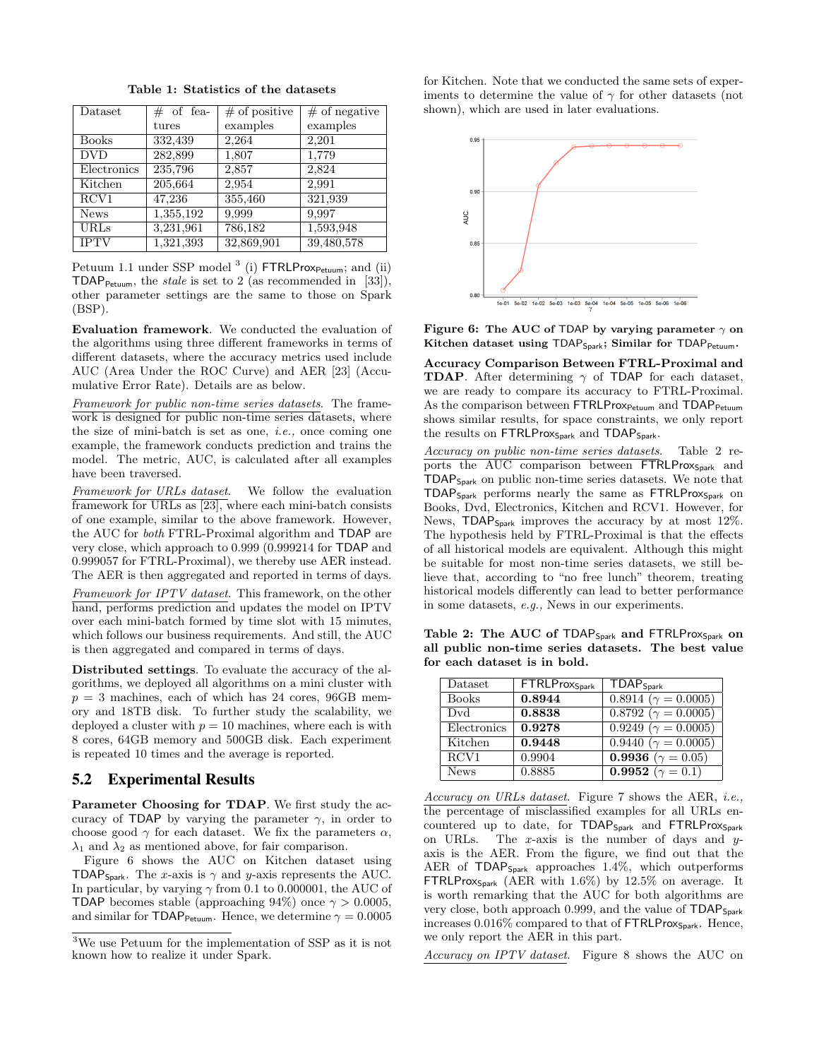**Table 1: Statistics of the datasets**

| Dataset | # of features | # of positive examples | # of negative examples |
|---|---|---|---|
| Books | 332,439 | 2,264 | 2,201 |
| DVD | 282,899 | 1,807 | 1,779 |
| Electronics | 235,796 | 2,857 | 2,824 |
| Kitchen | 205,664 | 2,954 | 2,991 |
| RCV1 | 47,236 | 355,460 | 321,939 |
| News | 1,355,192 | 9,999 | 9,997 |
| URLs | 3,231,961 | 786,182 | 1,593,948 |
| IPTV | 1,321,393 | 32,869,901 | 39,480,578 |

Petuum 1.1 under SSP model [3] (i) $\mathsf{FTRLProx}_{\mathsf{Petuum}}$; and (ii) $\mathsf{TDAP}_{\mathsf{Petuum}}$, the *stale* is set to 2 (as recommended in [33]), other parameter settings are the same to those on Spark (BSP).

**Evaluation framework**. We conducted the evaluation of the algorithms using three different frameworks in terms of different datasets, where the accuracy metrics used include AUC (Area Under the ROC Curve) and AER [23] (Accumulative Error Rate). Details are as below.

*Framework for public non-time series datasets*. The framework is designed for public non-time series datasets, where the size of mini-batch is set as one, *i.e.,* once coming one example, the framework conducts prediction and trains the model. The metric, AUC, is calculated after all examples have been traversed.

*Framework for URLs dataset*. We follow the evaluation framework for URLs as [23], where each mini-batch consists of one example, similar to the above framework. However, the AUC for *both* FTRL-Proximal algorithm and TDAP are very close, which approach to 0.999 (0.999214 for TDAP and 0.999057 for FTRL-Proximal), we thereby use AER instead. The AER is then aggregated and reported in terms of days.

*Framework for IPTV dataset*. This framework, on the other hand, performs prediction and updates the model on IPTV over each mini-batch formed by time slot with 15 minutes, which follows our business requirements. And still, the AUC is then aggregated and compared in terms of days.

**Distributed settings**. To evaluate the accuracy of the algorithms, we deployed all algorithms on a mini cluster with $p = 3$ machines, each of which has 24 cores, 96GB memory and 18TB disk. To further study the scalability, we deployed a cluster with $p = 10$ machines, where each is with 8 cores, 64GB memory and 500GB disk. Each experiment is repeated 10 times and the average is reported.

## 5.2 Experimental Results

**Parameter Choosing for TDAP**. We first study the accuracy of TDAP by varying the parameter $\gamma$, in order to choose good $\gamma$ for each dataset. We fix the parameters $\alpha$, $\lambda_1$ and $\lambda_2$ as mentioned above, for fair comparison.

Figure 6 shows the AUC on Kitchen dataset using $\mathsf{TDAP}_{\mathsf{Spark}}$. The $x$-axis is $\gamma$ and $y$-axis represents the AUC. In particular, by varying $\gamma$ from 0.1 to 0.000001, the AUC of TDAP becomes stable (approaching 94%) once $\gamma > 0.0005$, and similar for $\mathsf{TDAP}_{\mathsf{Petuum}}$. Hence, we determine $\gamma = 0.0005$ for Kitchen. Note that we conducted the same sets of experiments to determine the value of $\gamma$ for other datasets (not shown), which are used in later evaluations.

**Figure 6: The AUC of TDAP by varying parameter $\gamma$ on Kitchen dataset using $\mathsf{TDAP}_{\mathsf{Spark}}$; Similar for $\mathsf{TDAP}_{\mathsf{Petuum}}$.**

**Accuracy Comparison Between FTRL-Proximal and TDAP**. After determining $\gamma$ of TDAP for each dataset, we are ready to compare its accuracy to FTRL-Proximal. As the comparison between $\mathsf{FTRLProx}_{\mathsf{Petuum}}$ and $\mathsf{TDAP}_{\mathsf{Petuum}}$ shows similar results, for space constraints, we only report the results on $\mathsf{FTRLProx}_{\mathsf{Spark}}$ and $\mathsf{TDAP}_{\mathsf{Spark}}$.

*Accuracy on public non-time series datasets*. Table 2 reports the AUC comparison between $\mathsf{FTRLProx}_{\mathsf{Spark}}$ and $\mathsf{TDAP}_{\mathsf{Spark}}$ on public non-time series datasets. We note that $\mathsf{TDAP}_{\mathsf{Spark}}$ performs nearly the same as $\mathsf{FTRLProx}_{\mathsf{Spark}}$ on Books, Dvd, Electronics, Kitchen and RCV1. However, for News, $\mathsf{TDAP}_{\mathsf{Spark}}$ improves the accuracy by at most 12%. The hypothesis held by FTRL-Proximal is that the effects of all historical models are equivalent. Although this might be suitable for most non-time series datasets, we still believe that, according to "no free lunch" theorem, treating historical models differently can lead to better performance in some datasets, *e.g.,* News in our experiments.

**Table 2: The AUC of $\mathsf{TDAP}_{\mathsf{Spark}}$ and $\mathsf{FTRLProx}_{\mathsf{Spark}}$ on all public non-time series datasets. The best value for each dataset is in bold.**

| Dataset | $\mathsf{FTRLProx}_{\mathsf{Spark}}$ | $\mathsf{TDAP}_{\mathsf{Spark}}$ |
|---|---|---|
| Books | **0.8944** | 0.8914 ($\gamma = 0.0005$) |
| Dvd | **0.8838** | 0.8792 ($\gamma = 0.0005$) |
| Electronics | **0.9278** | 0.9249 ($\gamma = 0.0005$) |
| Kitchen | **0.9448** | 0.9440 ($\gamma = 0.0005$) |
| RCV1 | 0.9904 | **0.9936** ($\gamma = 0.05$) |
| News | 0.8885 | **0.9952** ($\gamma = 0.1$) |

*Accuracy on URLs dataset*. Figure 7 shows the AER, *i.e.,* the percentage of misclassified examples for all URLs encountered up to date, for $\mathsf{TDAP}_{\mathsf{Spark}}$ and $\mathsf{FTRLProx}_{\mathsf{Spark}}$ on URLs. The $x$-axis is the number of days and $y$-axis is the AER. From the figure, we find out that the AER of $\mathsf{TDAP}_{\mathsf{Spark}}$ approaches 1.4%, which outperforms $\mathsf{FTRLProx}_{\mathsf{Spark}}$ (AER with 1.6%) by 12.5% on average. It is worth remarking that the AUC for both algorithms are very close, both approach 0.999, and the value of $\mathsf{TDAP}_{\mathsf{Spark}}$ increases 0.016% compared to that of $\mathsf{FTRLProx}_{\mathsf{Spark}}$. Hence, we only report the AER in this part.

*Accuracy on IPTV dataset*. Figure 8 shows the AUC on

[3] We use Petuum for the implementation of SSP as it is not known how to realize it under Spark.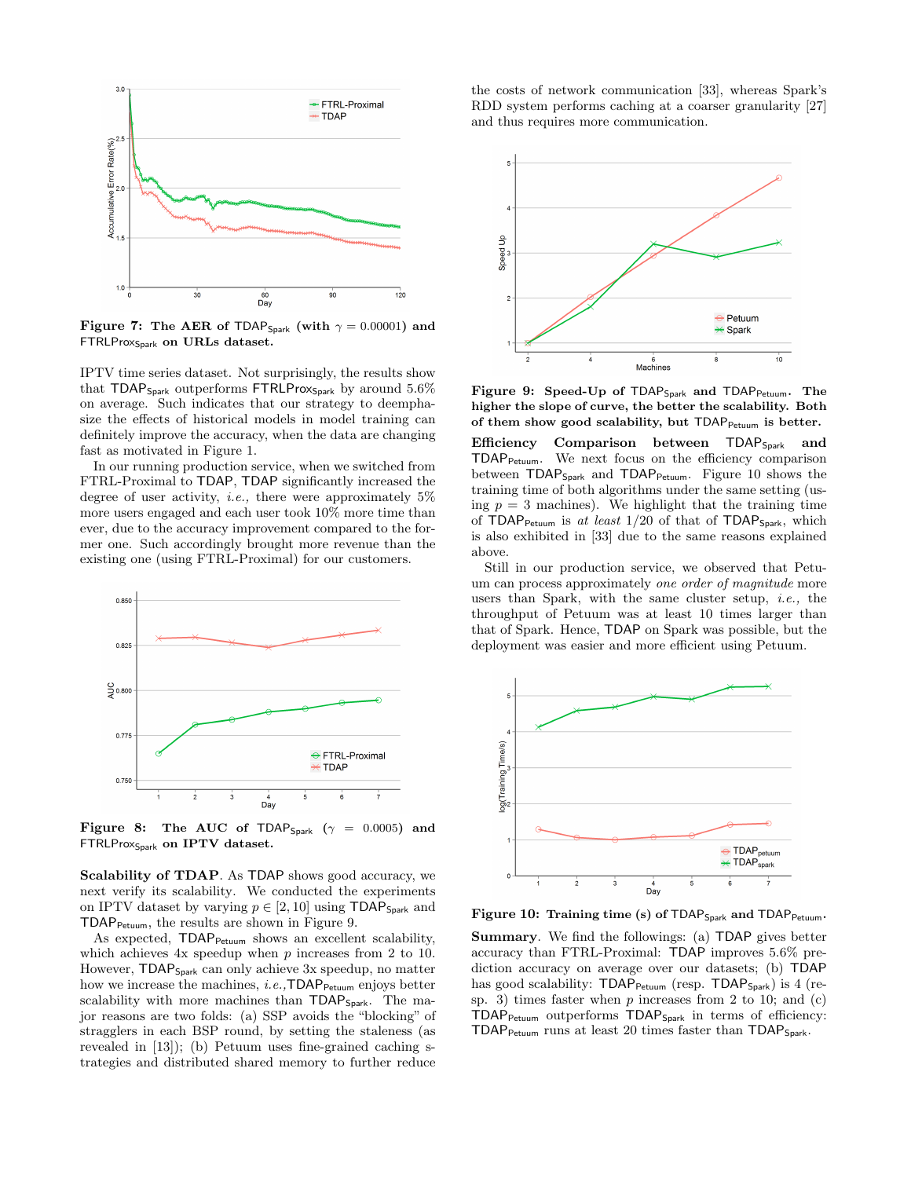**Figure 7: The AER of $\text{TDAP}_{\text{Spark}}$ (with $\gamma = 0.00001$) and $\text{FTRLProx}_{\text{Spark}}$ on URLs dataset.**

IPTV time series dataset. Not surprisingly, the results show that $\text{TDAP}_{\text{Spark}}$ outperforms $\text{FTRLProx}_{\text{Spark}}$ by around 5.6% on average. Such indicates that our strategy to deemphasize the effects of historical models in model training can definitely improve the accuracy, when the data are changing fast as motivated in Figure 1.

In our running production service, when we switched from FTRL-Proximal to TDAP, TDAP significantly increased the degree of user activity, *i.e.,* there were approximately 5% more users engaged and each user took 10% more time than ever, due to the accuracy improvement compared to the former one. Such accordingly brought more revenue than the existing one (using FTRL-Proximal) for our customers.

**Figure 8: The AUC of $\text{TDAP}_{\text{Spark}}$ ($\gamma = 0.0005$) and $\text{FTRLProx}_{\text{Spark}}$ on IPTV dataset.**

**Scalability of TDAP**. As TDAP shows good accuracy, we next verify its scalability. We conducted the experiments on IPTV dataset by varying $p \in [2, 10]$ using $\text{TDAP}_{\text{Spark}}$ and $\text{TDAP}_{\text{Petuum}}$, the results are shown in Figure 9.

As expected, $\text{TDAP}_{\text{Petuum}}$ shows an excellent scalability, which achieves 4x speedup when $p$ increases from 2 to 10. However, $\text{TDAP}_{\text{Spark}}$ can only achieve 3x speedup, no matter how we increase the machines, *i.e.,*$\text{TDAP}_{\text{Petuum}}$ enjoys better scalability with more machines than $\text{TDAP}_{\text{Spark}}$. The major reasons are two folds: (a) SSP avoids the "blocking" of stragglers in each BSP round, by setting the staleness (as revealed in [13]); (b) Petuum uses fine-grained caching strategies and distributed shared memory to further reduce the costs of network communication [33], whereas Spark's RDD system performs caching at a coarser granularity [27] and thus requires more communication.

**Figure 9: Speed-Up of $\text{TDAP}_{\text{Spark}}$ and $\text{TDAP}_{\text{Petuum}}$. The higher the slope of curve, the better the scalability. Both of them show good scalability, but $\text{TDAP}_{\text{Petuum}}$ is better.**

**Efficiency Comparison between $\text{TDAP}_{\text{Spark}}$ and $\text{TDAP}_{\text{Petuum}}$**. We next focus on the efficiency comparison between $\text{TDAP}_{\text{Spark}}$ and $\text{TDAP}_{\text{Petuum}}$. Figure 10 shows the training time of both algorithms under the same setting (using $p = 3$ machines). We highlight that the training time of $\text{TDAP}_{\text{Petuum}}$ is *at least* 1/20 of that of $\text{TDAP}_{\text{Spark}}$, which is also exhibited in [33] due to the same reasons explained above.

Still in our production service, we observed that Petuum can process approximately *one order of magnitude* more users than Spark, with the same cluster setup, *i.e.,* the throughput of Petuum was at least 10 times larger than that of Spark. Hence, TDAP on Spark was possible, but the deployment was easier and more efficient using Petuum.

**Figure 10: Training time (s) of $\text{TDAP}_{\text{Spark}}$ and $\text{TDAP}_{\text{Petuum}}$.**

**Summary**. We find the followings: (a) TDAP gives better accuracy than FTRL-Proximal: TDAP improves 5.6% prediction accuracy on average over our datasets; (b) TDAP has good scalability: $\text{TDAP}_{\text{Petuum}}$ (resp. $\text{TDAP}_{\text{Spark}}$) is 4 (resp. 3) times faster when $p$ increases from 2 to 10; and (c) $\text{TDAP}_{\text{Petuum}}$ outperforms $\text{TDAP}_{\text{Spark}}$ in terms of efficiency: $\text{TDAP}_{\text{Petuum}}$ runs at least 20 times faster than $\text{TDAP}_{\text{Spark}}$.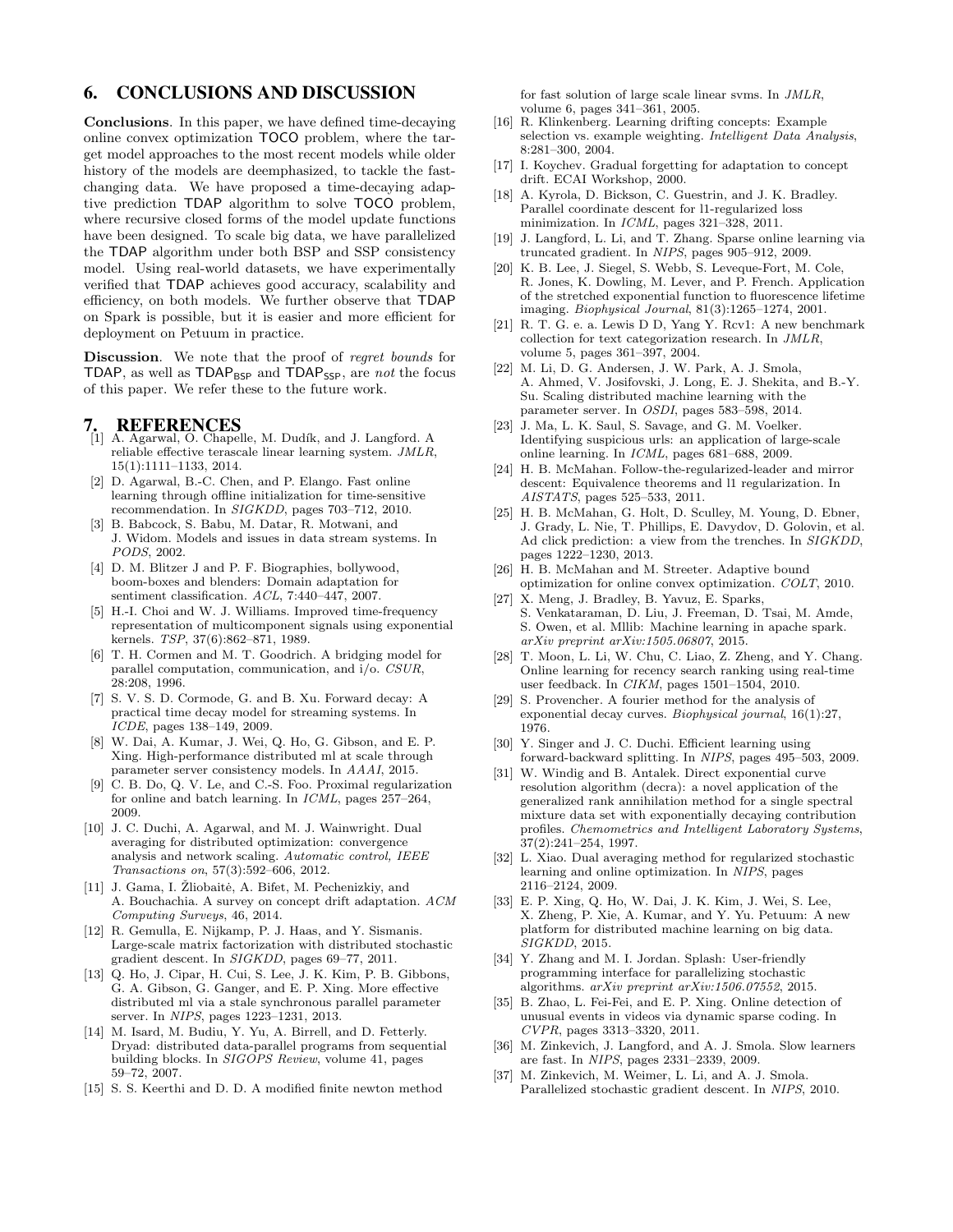## 6. CONCLUSIONS AND DISCUSSION

**Conclusions**. In this paper, we have defined time-decaying online convex optimization TOCO problem, where the target model approaches to the most recent models while older history of the models are deemphasized, to tackle the fast-changing data. We have proposed a time-decaying adaptive prediction TDAP algorithm to solve TOCO problem, where recursive closed forms of the model update functions have been designed. To scale big data, we have parallelized the TDAP algorithm under both BSP and SSP consistency model. Using real-world datasets, we have experimentally verified that TDAP achieves good accuracy, scalability and efficiency, on both models. We further observe that TDAP on Spark is possible, but it is easier and more efficient for deployment on Petuum in practice.

**Discussion**. We note that the proof of *regret bounds* for TDAP, as well as $\text{TDAP}_{\text{BSP}}$ and $\text{TDAP}_{\text{SSP}}$, are *not* the focus of this paper. We refer these to the future work.

## 7. REFERENCES

[1] A. Agarwal, O. Chapelle, M. Dudík, and J. Langford. A reliable effective terascale linear learning system. *JMLR*, 15(1):1111–1133, 2014.

[2] D. Agarwal, B.-C. Chen, and P. Elango. Fast online learning through offline initialization for time-sensitive recommendation. In *SIGKDD*, pages 703–712, 2010.

[3] B. Babcock, S. Babu, M. Datar, R. Motwani, and J. Widom. Models and issues in data stream systems. In *PODS*, 2002.

[4] D. M. Blitzer J and P. F. Biographies, bollywood, boom-boxes and blenders: Domain adaptation for sentiment classification. *ACL*, 7:440–447, 2007.

[5] H.-I. Choi and W. J. Williams. Improved time-frequency representation of multicomponent signals using exponential kernels. *TSP*, 37(6):862–871, 1989.

[6] T. H. Cormen and M. T. Goodrich. A bridging model for parallel computation, communication, and i/o. *CSUR*, 28:208, 1996.

[7] S. V. S. D. Cormode, G. and B. Xu. Forward decay: A practical time decay model for streaming systems. In *ICDE*, pages 138–149, 2009.

[8] W. Dai, A. Kumar, J. Wei, Q. Ho, G. Gibson, and E. P. Xing. High-performance distributed ml at scale through parameter server consistency models. In *AAAI*, 2015.

[9] C. B. Do, Q. V. Le, and C.-S. Foo. Proximal regularization for online and batch learning. In *ICML*, pages 257–264, 2009.

[10] J. C. Duchi, A. Agarwal, and M. J. Wainwright. Dual averaging for distributed optimization: convergence analysis and network scaling. *Automatic control, IEEE Transactions on*, 57(3):592–606, 2012.

[11] J. Gama, I. Žliobaitė, A. Bifet, M. Pechenizkiy, and A. Bouchachia. A survey on concept drift adaptation. *ACM Computing Surveys*, 46, 2014.

[12] R. Gemulla, E. Nijkamp, P. J. Haas, and Y. Sismanis. Large-scale matrix factorization with distributed stochastic gradient descent. In *SIGKDD*, pages 69–77, 2011.

[13] Q. Ho, J. Cipar, H. Cui, S. Lee, J. K. Kim, P. B. Gibbons, G. A. Gibson, G. Ganger, and E. P. Xing. More effective distributed ml via a stale synchronous parallel parameter server. In *NIPS*, pages 1223–1231, 2013.

[14] M. Isard, M. Budiu, Y. Yu, A. Birrell, and D. Fetterly. Dryad: distributed data-parallel programs from sequential building blocks. In *SIGOPS Review*, volume 41, pages 59–72, 2007.

[15] S. S. Keerthi and D. D. A modified finite newton method for fast solution of large scale linear svms. In *JMLR*, volume 6, pages 341–361, 2005.

[16] R. Klinkenberg. Learning drifting concepts: Example selection vs. example weighting. *Intelligent Data Analysis*, 8:281–300, 2004.

[17] I. Koychev. Gradual forgetting for adaptation to concept drift. ECAI Workshop, 2000.

[18] A. Kyrola, D. Bickson, C. Guestrin, and J. K. Bradley. Parallel coordinate descent for l1-regularized loss minimization. In *ICML*, pages 321–328, 2011.

[19] J. Langford, L. Li, and T. Zhang. Sparse online learning via truncated gradient. In *NIPS*, pages 905–912, 2009.

[20] K. B. Lee, J. Siegel, S. Webb, S. Leveque-Fort, M. Cole, R. Jones, K. Dowling, M. Lever, and P. French. Application of the stretched exponential function to fluorescence lifetime imaging. *Biophysical Journal*, 81(3):1265–1274, 2001.

[21] R. T. G. e. a. Lewis D D, Yang Y. Rcv1: A new benchmark collection for text categorization research. In *JMLR*, volume 5, pages 361–397, 2004.

[22] M. Li, D. G. Andersen, J. W. Park, A. J. Smola, A. Ahmed, V. Josifovski, J. Long, E. J. Shekita, and B.-Y. Su. Scaling distributed machine learning with the parameter server. In *OSDI*, pages 583–598, 2014.

[23] J. Ma, L. K. Saul, S. Savage, and G. M. Voelker. Identifying suspicious urls: an application of large-scale online learning. In *ICML*, pages 681–688, 2009.

[24] H. B. McMahan. Follow-the-regularized-leader and mirror descent: Equivalence theorems and l1 regularization. In *AISTATS*, pages 525–533, 2011.

[25] H. B. McMahan, G. Holt, D. Sculley, M. Young, D. Ebner, J. Grady, L. Nie, T. Phillips, E. Davydov, D. Golovin, et al. Ad click prediction: a view from the trenches. In *SIGKDD*, pages 1222–1230, 2013.

[26] H. B. McMahan and M. Streeter. Adaptive bound optimization for online convex optimization. *COLT*, 2010.

[27] X. Meng, J. Bradley, B. Yavuz, E. Sparks, S. Venkataraman, D. Liu, J. Freeman, D. Tsai, M. Amde, S. Owen, et al. Mllib: Machine learning in apache spark. *arXiv preprint arXiv:1505.06807*, 2015.

[28] T. Moon, L. Li, W. Chu, C. Liao, Z. Zheng, and Y. Chang. Online learning for recency search ranking using real-time user feedback. In *CIKM*, pages 1501–1504, 2010.

[29] S. Provencher. A fourier method for the analysis of exponential decay curves. *Biophysical journal*, 16(1):27, 1976.

[30] Y. Singer and J. C. Duchi. Efficient learning using forward-backward splitting. In *NIPS*, pages 495–503, 2009.

[31] W. Windig and B. Antalek. Direct exponential curve resolution algorithm (decra): a novel application of the generalized rank annihilation method for a single spectral mixture data set with exponentially decaying contribution profiles. *Chemometrics and Intelligent Laboratory Systems*, 37(2):241–254, 1997.

[32] L. Xiao. Dual averaging method for regularized stochastic learning and online optimization. In *NIPS*, pages 2116–2124, 2009.

[33] E. P. Xing, Q. Ho, W. Dai, J. K. Kim, J. Wei, S. Lee, X. Zheng, P. Xie, A. Kumar, and Y. Yu. Petuum: A new platform for distributed machine learning on big data. *SIGKDD*, 2015.

[34] Y. Zhang and M. I. Jordan. Splash: User-friendly programming interface for parallelizing stochastic algorithms. *arXiv preprint arXiv:1506.07552*, 2015.

[35] B. Zhao, L. Fei-Fei, and E. P. Xing. Online detection of unusual events in videos via dynamic sparse coding. In *CVPR*, pages 3313–3320, 2011.

[36] M. Zinkevich, J. Langford, and A. J. Smola. Slow learners are fast. In *NIPS*, pages 2331–2339, 2009.

[37] M. Zinkevich, M. Weimer, L. Li, and A. J. Smola. Parallelized stochastic gradient descent. In *NIPS*, 2010.